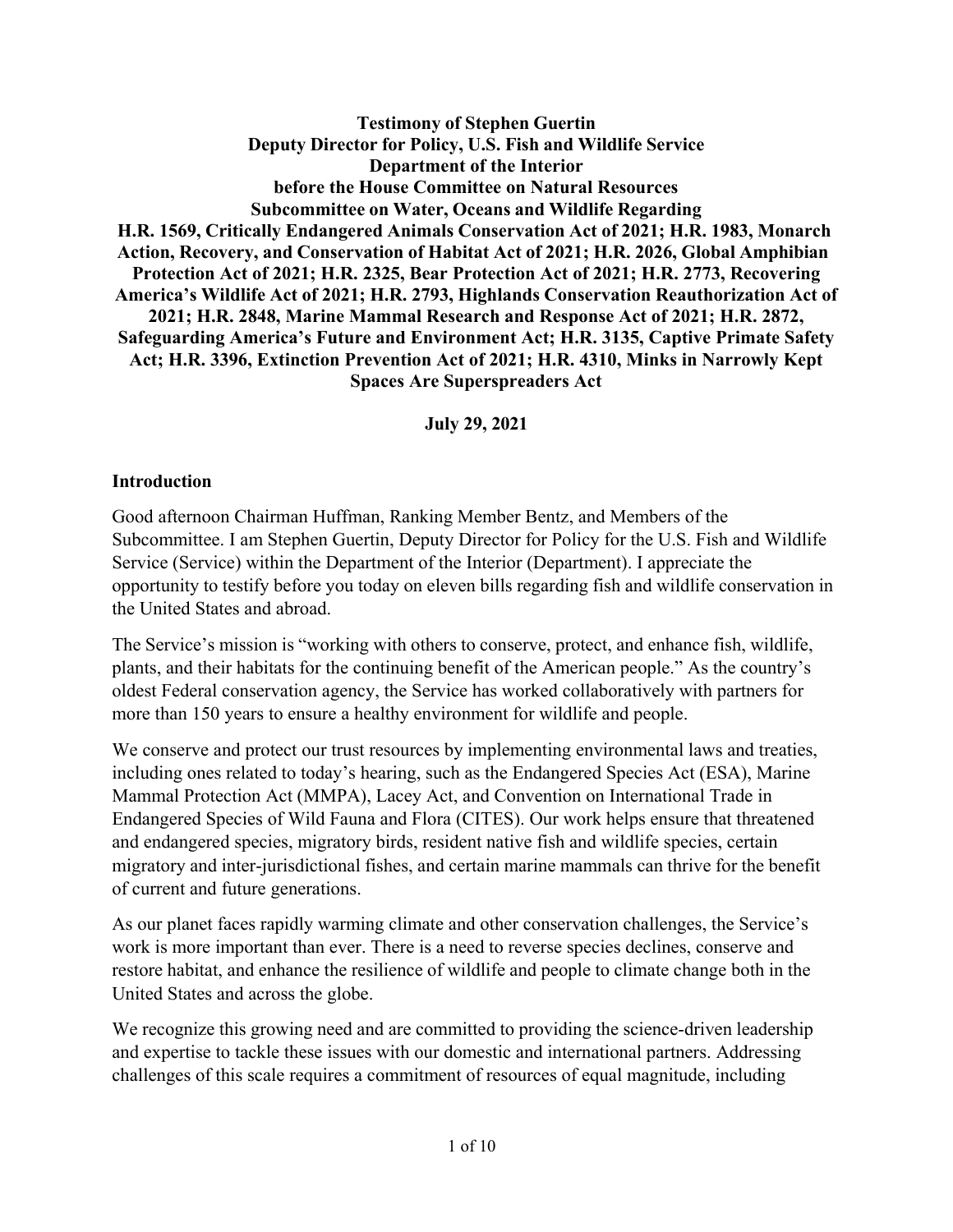**Testimony of Stephen Guertin**
**Deputy Director for Policy, U.S. Fish and Wildlife Service**
**Department of the Interior**
**before the House Committee on Natural Resources**
**Subcommittee on Water, Oceans and Wildlife Regarding**
**H.R. 1569, Critically Endangered Animals Conservation Act of 2021; H.R. 1983, Monarch Action, Recovery, and Conservation of Habitat Act of 2021; H.R. 2026, Global Amphibian Protection Act of 2021; H.R. 2325, Bear Protection Act of 2021; H.R. 2773, Recovering America's Wildlife Act of 2021; H.R. 2793, Highlands Conservation Reauthorization Act of 2021; H.R. 2848, Marine Mammal Research and Response Act of 2021; H.R. 2872, Safeguarding America's Future and Environment Act; H.R. 3135, Captive Primate Safety Act; H.R. 3396, Extinction Prevention Act of 2021; H.R. 4310, Minks in Narrowly Kept Spaces Are Superspreaders Act**

**July 29, 2021**

## Introduction

Good afternoon Chairman Huffman, Ranking Member Bentz, and Members of the Subcommittee. I am Stephen Guertin, Deputy Director for Policy for the U.S. Fish and Wildlife Service (Service) within the Department of the Interior (Department). I appreciate the opportunity to testify before you today on eleven bills regarding fish and wildlife conservation in the United States and abroad.

The Service's mission is "working with others to conserve, protect, and enhance fish, wildlife, plants, and their habitats for the continuing benefit of the American people." As the country's oldest Federal conservation agency, the Service has worked collaboratively with partners for more than 150 years to ensure a healthy environment for wildlife and people.

We conserve and protect our trust resources by implementing environmental laws and treaties, including ones related to today's hearing, such as the Endangered Species Act (ESA), Marine Mammal Protection Act (MMPA), Lacey Act, and Convention on International Trade in Endangered Species of Wild Fauna and Flora (CITES). Our work helps ensure that threatened and endangered species, migratory birds, resident native fish and wildlife species, certain migratory and inter-jurisdictional fishes, and certain marine mammals can thrive for the benefit of current and future generations.

As our planet faces rapidly warming climate and other conservation challenges, the Service's work is more important than ever. There is a need to reverse species declines, conserve and restore habitat, and enhance the resilience of wildlife and people to climate change both in the United States and across the globe.

We recognize this growing need and are committed to providing the science-driven leadership and expertise to tackle these issues with our domestic and international partners. Addressing challenges of this scale requires a commitment of resources of equal magnitude, including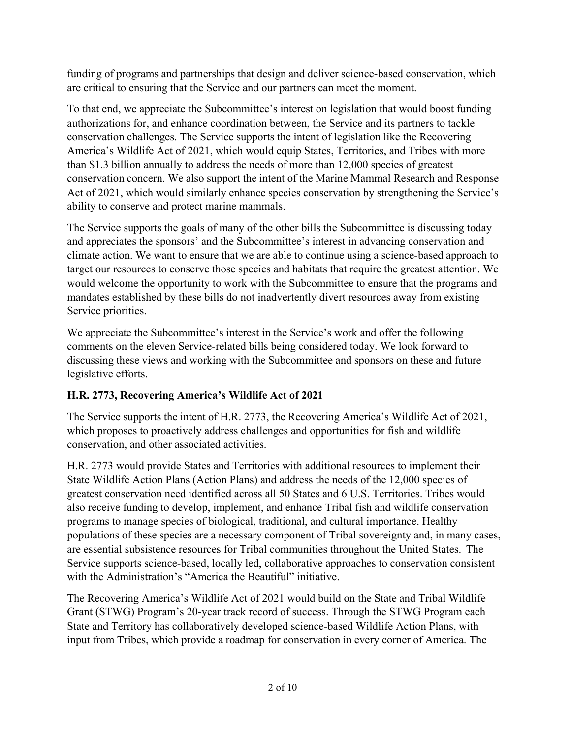funding of programs and partnerships that design and deliver science-based conservation, which are critical to ensuring that the Service and our partners can meet the moment.

To that end, we appreciate the Subcommittee's interest on legislation that would boost funding authorizations for, and enhance coordination between, the Service and its partners to tackle conservation challenges. The Service supports the intent of legislation like the Recovering America's Wildlife Act of 2021, which would equip States, Territories, and Tribes with more than $1.3 billion annually to address the needs of more than 12,000 species of greatest conservation concern. We also support the intent of the Marine Mammal Research and Response Act of 2021, which would similarly enhance species conservation by strengthening the Service's ability to conserve and protect marine mammals.

The Service supports the goals of many of the other bills the Subcommittee is discussing today and appreciates the sponsors' and the Subcommittee's interest in advancing conservation and climate action. We want to ensure that we are able to continue using a science-based approach to target our resources to conserve those species and habitats that require the greatest attention. We would welcome the opportunity to work with the Subcommittee to ensure that the programs and mandates established by these bills do not inadvertently divert resources away from existing Service priorities.

We appreciate the Subcommittee's interest in the Service's work and offer the following comments on the eleven Service-related bills being considered today. We look forward to discussing these views and working with the Subcommittee and sponsors on these and future legislative efforts.

**H.R. 2773, Recovering America's Wildlife Act of 2021**

The Service supports the intent of H.R. 2773, the Recovering America's Wildlife Act of 2021, which proposes to proactively address challenges and opportunities for fish and wildlife conservation, and other associated activities.

H.R. 2773 would provide States and Territories with additional resources to implement their State Wildlife Action Plans (Action Plans) and address the needs of the 12,000 species of greatest conservation need identified across all 50 States and 6 U.S. Territories. Tribes would also receive funding to develop, implement, and enhance Tribal fish and wildlife conservation programs to manage species of biological, traditional, and cultural importance. Healthy populations of these species are a necessary component of Tribal sovereignty and, in many cases, are essential subsistence resources for Tribal communities throughout the United States. The Service supports science-based, locally led, collaborative approaches to conservation consistent with the Administration's "America the Beautiful" initiative.

The Recovering America's Wildlife Act of 2021 would build on the State and Tribal Wildlife Grant (STWG) Program's 20-year track record of success. Through the STWG Program each State and Territory has collaboratively developed science-based Wildlife Action Plans, with input from Tribes, which provide a roadmap for conservation in every corner of America. The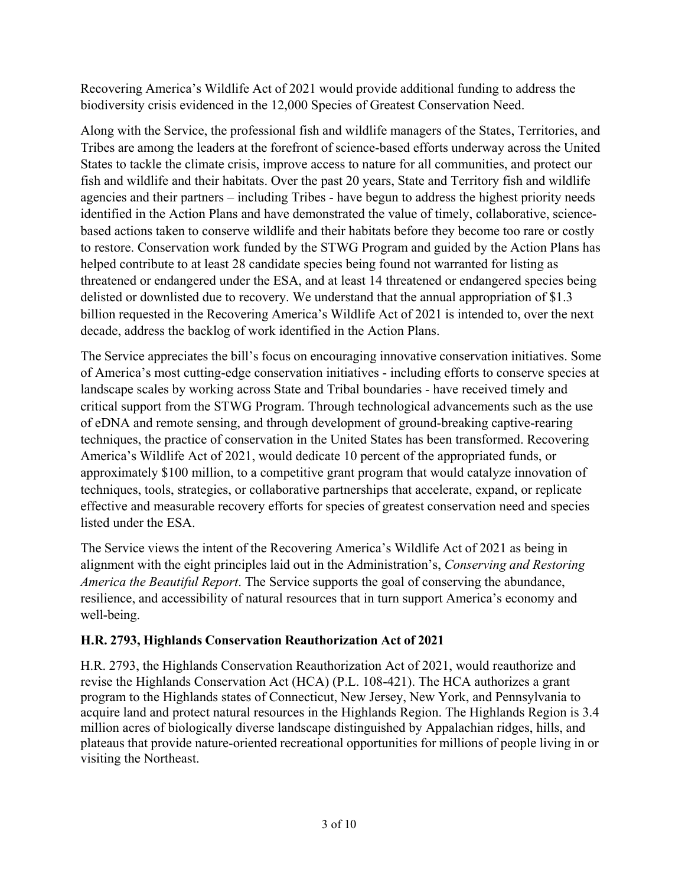Recovering America's Wildlife Act of 2021 would provide additional funding to address the biodiversity crisis evidenced in the 12,000 Species of Greatest Conservation Need.

Along with the Service, the professional fish and wildlife managers of the States, Territories, and Tribes are among the leaders at the forefront of science-based efforts underway across the United States to tackle the climate crisis, improve access to nature for all communities, and protect our fish and wildlife and their habitats. Over the past 20 years, State and Territory fish and wildlife agencies and their partners – including Tribes - have begun to address the highest priority needs identified in the Action Plans and have demonstrated the value of timely, collaborative, science-based actions taken to conserve wildlife and their habitats before they become too rare or costly to restore. Conservation work funded by the STWG Program and guided by the Action Plans has helped contribute to at least 28 candidate species being found not warranted for listing as threatened or endangered under the ESA, and at least 14 threatened or endangered species being delisted or downlisted due to recovery. We understand that the annual appropriation of $1.3 billion requested in the Recovering America's Wildlife Act of 2021 is intended to, over the next decade, address the backlog of work identified in the Action Plans.

The Service appreciates the bill's focus on encouraging innovative conservation initiatives. Some of America's most cutting-edge conservation initiatives - including efforts to conserve species at landscape scales by working across State and Tribal boundaries - have received timely and critical support from the STWG Program. Through technological advancements such as the use of eDNA and remote sensing, and through development of ground-breaking captive-rearing techniques, the practice of conservation in the United States has been transformed. Recovering America's Wildlife Act of 2021, would dedicate 10 percent of the appropriated funds, or approximately $100 million, to a competitive grant program that would catalyze innovation of techniques, tools, strategies, or collaborative partnerships that accelerate, expand, or replicate effective and measurable recovery efforts for species of greatest conservation need and species listed under the ESA.

The Service views the intent of the Recovering America's Wildlife Act of 2021 as being in alignment with the eight principles laid out in the Administration's, *Conserving and Restoring America the Beautiful Report*. The Service supports the goal of conserving the abundance, resilience, and accessibility of natural resources that in turn support America's economy and well-being.

**H.R. 2793, Highlands Conservation Reauthorization Act of 2021**

H.R. 2793, the Highlands Conservation Reauthorization Act of 2021, would reauthorize and revise the Highlands Conservation Act (HCA) (P.L. 108-421). The HCA authorizes a grant program to the Highlands states of Connecticut, New Jersey, New York, and Pennsylvania to acquire land and protect natural resources in the Highlands Region. The Highlands Region is 3.4 million acres of biologically diverse landscape distinguished by Appalachian ridges, hills, and plateaus that provide nature-oriented recreational opportunities for millions of people living in or visiting the Northeast.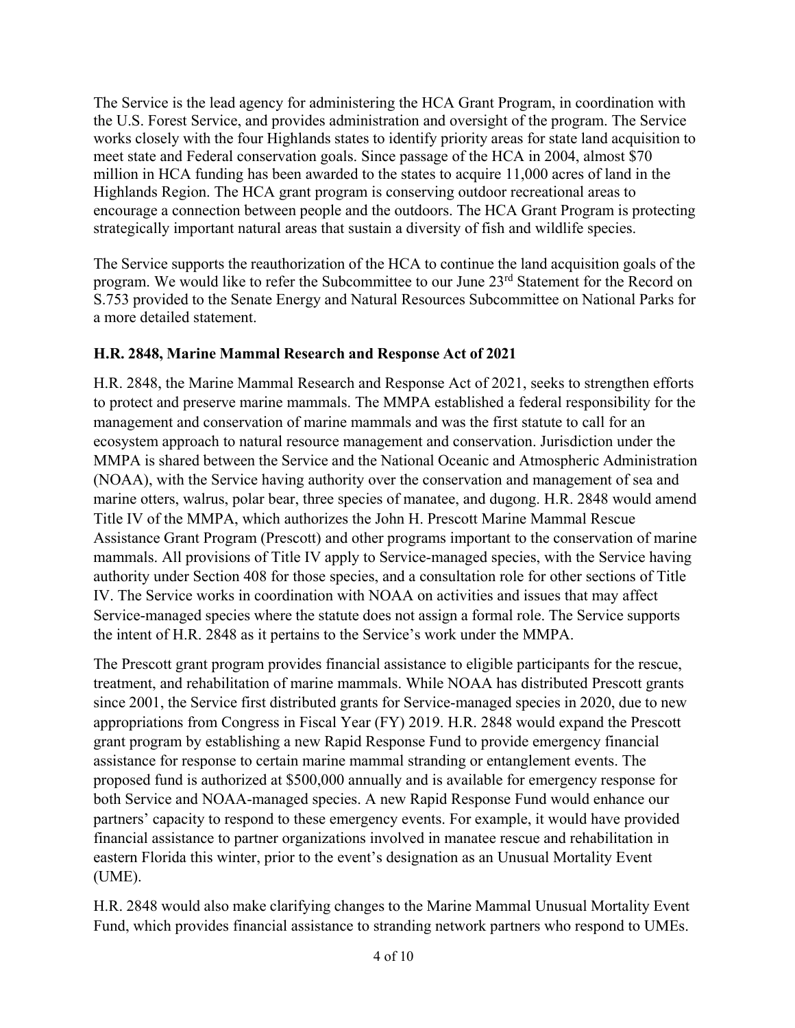The Service is the lead agency for administering the HCA Grant Program, in coordination with the U.S. Forest Service, and provides administration and oversight of the program. The Service works closely with the four Highlands states to identify priority areas for state land acquisition to meet state and Federal conservation goals. Since passage of the HCA in 2004, almost $70 million in HCA funding has been awarded to the states to acquire 11,000 acres of land in the Highlands Region. The HCA grant program is conserving outdoor recreational areas to encourage a connection between people and the outdoors. The HCA Grant Program is protecting strategically important natural areas that sustain a diversity of fish and wildlife species.

The Service supports the reauthorization of the HCA to continue the land acquisition goals of the program. We would like to refer the Subcommittee to our June 23rd Statement for the Record on S.753 provided to the Senate Energy and Natural Resources Subcommittee on National Parks for a more detailed statement.

**H.R. 2848, Marine Mammal Research and Response Act of 2021**

H.R. 2848, the Marine Mammal Research and Response Act of 2021, seeks to strengthen efforts to protect and preserve marine mammals. The MMPA established a federal responsibility for the management and conservation of marine mammals and was the first statute to call for an ecosystem approach to natural resource management and conservation. Jurisdiction under the MMPA is shared between the Service and the National Oceanic and Atmospheric Administration (NOAA), with the Service having authority over the conservation and management of sea and marine otters, walrus, polar bear, three species of manatee, and dugong. H.R. 2848 would amend Title IV of the MMPA, which authorizes the John H. Prescott Marine Mammal Rescue Assistance Grant Program (Prescott) and other programs important to the conservation of marine mammals. All provisions of Title IV apply to Service-managed species, with the Service having authority under Section 408 for those species, and a consultation role for other sections of Title IV. The Service works in coordination with NOAA on activities and issues that may affect Service-managed species where the statute does not assign a formal role. The Service supports the intent of H.R. 2848 as it pertains to the Service's work under the MMPA.

The Prescott grant program provides financial assistance to eligible participants for the rescue, treatment, and rehabilitation of marine mammals. While NOAA has distributed Prescott grants since 2001, the Service first distributed grants for Service-managed species in 2020, due to new appropriations from Congress in Fiscal Year (FY) 2019. H.R. 2848 would expand the Prescott grant program by establishing a new Rapid Response Fund to provide emergency financial assistance for response to certain marine mammal stranding or entanglement events. The proposed fund is authorized at $500,000 annually and is available for emergency response for both Service and NOAA-managed species. A new Rapid Response Fund would enhance our partners' capacity to respond to these emergency events. For example, it would have provided financial assistance to partner organizations involved in manatee rescue and rehabilitation in eastern Florida this winter, prior to the event's designation as an Unusual Mortality Event (UME).

H.R. 2848 would also make clarifying changes to the Marine Mammal Unusual Mortality Event Fund, which provides financial assistance to stranding network partners who respond to UMEs.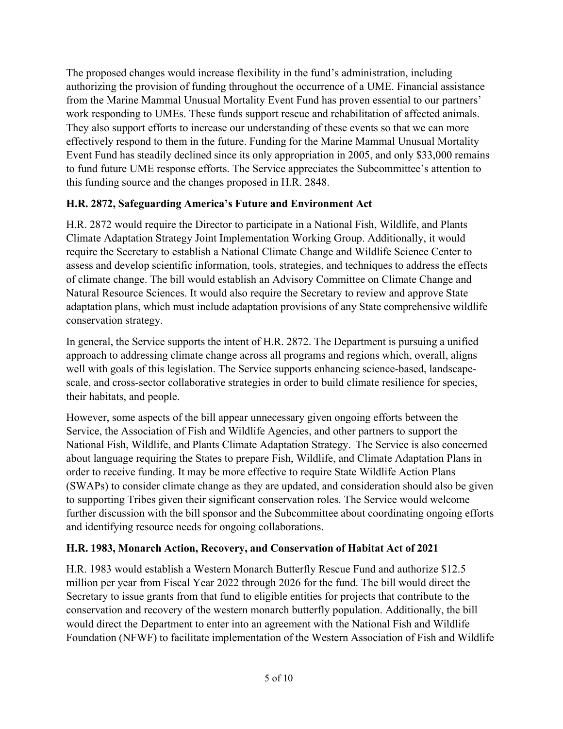The proposed changes would increase flexibility in the fund's administration, including authorizing the provision of funding throughout the occurrence of a UME. Financial assistance from the Marine Mammal Unusual Mortality Event Fund has proven essential to our partners' work responding to UMEs. These funds support rescue and rehabilitation of affected animals. They also support efforts to increase our understanding of these events so that we can more effectively respond to them in the future. Funding for the Marine Mammal Unusual Mortality Event Fund has steadily declined since its only appropriation in 2005, and only $33,000 remains to fund future UME response efforts. The Service appreciates the Subcommittee's attention to this funding source and the changes proposed in H.R. 2848.

### H.R. 2872, Safeguarding America's Future and Environment Act

H.R. 2872 would require the Director to participate in a National Fish, Wildlife, and Plants Climate Adaptation Strategy Joint Implementation Working Group. Additionally, it would require the Secretary to establish a National Climate Change and Wildlife Science Center to assess and develop scientific information, tools, strategies, and techniques to address the effects of climate change. The bill would establish an Advisory Committee on Climate Change and Natural Resource Sciences. It would also require the Secretary to review and approve State adaptation plans, which must include adaptation provisions of any State comprehensive wildlife conservation strategy.

In general, the Service supports the intent of H.R. 2872. The Department is pursuing a unified approach to addressing climate change across all programs and regions which, overall, aligns well with goals of this legislation. The Service supports enhancing science-based, landscape-scale, and cross-sector collaborative strategies in order to build climate resilience for species, their habitats, and people.

However, some aspects of the bill appear unnecessary given ongoing efforts between the Service, the Association of Fish and Wildlife Agencies, and other partners to support the National Fish, Wildlife, and Plants Climate Adaptation Strategy. The Service is also concerned about language requiring the States to prepare Fish, Wildlife, and Climate Adaptation Plans in order to receive funding. It may be more effective to require State Wildlife Action Plans (SWAPs) to consider climate change as they are updated, and consideration should also be given to supporting Tribes given their significant conservation roles. The Service would welcome further discussion with the bill sponsor and the Subcommittee about coordinating ongoing efforts and identifying resource needs for ongoing collaborations.

### H.R. 1983, Monarch Action, Recovery, and Conservation of Habitat Act of 2021

H.R. 1983 would establish a Western Monarch Butterfly Rescue Fund and authorize $12.5 million per year from Fiscal Year 2022 through 2026 for the fund. The bill would direct the Secretary to issue grants from that fund to eligible entities for projects that contribute to the conservation and recovery of the western monarch butterfly population. Additionally, the bill would direct the Department to enter into an agreement with the National Fish and Wildlife Foundation (NFWF) to facilitate implementation of the Western Association of Fish and Wildlife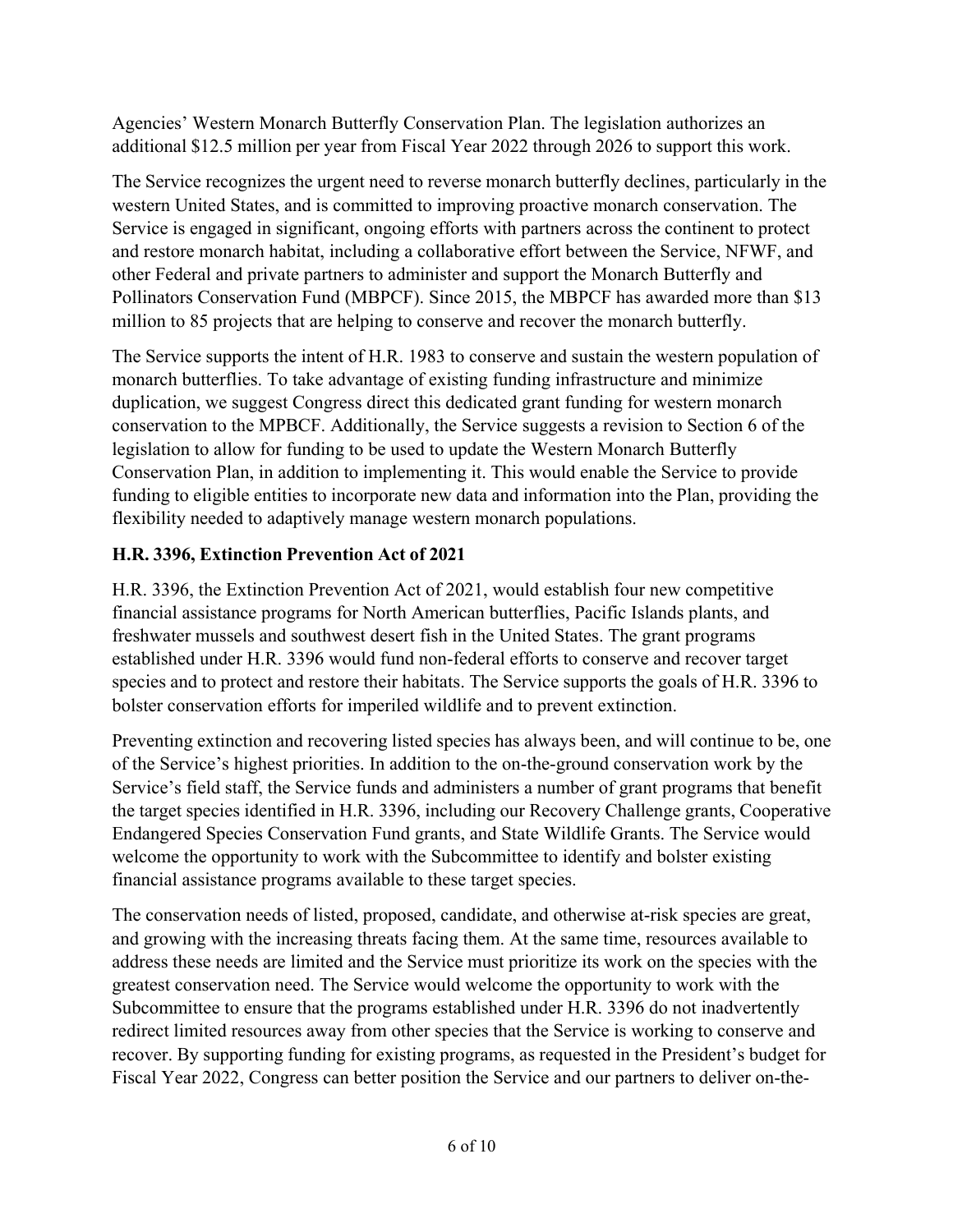Agencies' Western Monarch Butterfly Conservation Plan. The legislation authorizes an additional $12.5 million per year from Fiscal Year 2022 through 2026 to support this work.

The Service recognizes the urgent need to reverse monarch butterfly declines, particularly in the western United States, and is committed to improving proactive monarch conservation. The Service is engaged in significant, ongoing efforts with partners across the continent to protect and restore monarch habitat, including a collaborative effort between the Service, NFWF, and other Federal and private partners to administer and support the Monarch Butterfly and Pollinators Conservation Fund (MBPCF). Since 2015, the MBPCF has awarded more than $13 million to 85 projects that are helping to conserve and recover the monarch butterfly.

The Service supports the intent of H.R. 1983 to conserve and sustain the western population of monarch butterflies. To take advantage of existing funding infrastructure and minimize duplication, we suggest Congress direct this dedicated grant funding for western monarch conservation to the MPBCF. Additionally, the Service suggests a revision to Section 6 of the legislation to allow for funding to be used to update the Western Monarch Butterfly Conservation Plan, in addition to implementing it. This would enable the Service to provide funding to eligible entities to incorporate new data and information into the Plan, providing the flexibility needed to adaptively manage western monarch populations.

**H.R. 3396, Extinction Prevention Act of 2021**

H.R. 3396, the Extinction Prevention Act of 2021, would establish four new competitive financial assistance programs for North American butterflies, Pacific Islands plants, and freshwater mussels and southwest desert fish in the United States. The grant programs established under H.R. 3396 would fund non-federal efforts to conserve and recover target species and to protect and restore their habitats. The Service supports the goals of H.R. 3396 to bolster conservation efforts for imperiled wildlife and to prevent extinction.

Preventing extinction and recovering listed species has always been, and will continue to be, one of the Service's highest priorities. In addition to the on-the-ground conservation work by the Service's field staff, the Service funds and administers a number of grant programs that benefit the target species identified in H.R. 3396, including our Recovery Challenge grants, Cooperative Endangered Species Conservation Fund grants, and State Wildlife Grants. The Service would welcome the opportunity to work with the Subcommittee to identify and bolster existing financial assistance programs available to these target species.

The conservation needs of listed, proposed, candidate, and otherwise at-risk species are great, and growing with the increasing threats facing them. At the same time, resources available to address these needs are limited and the Service must prioritize its work on the species with the greatest conservation need. The Service would welcome the opportunity to work with the Subcommittee to ensure that the programs established under H.R. 3396 do not inadvertently redirect limited resources away from other species that the Service is working to conserve and recover. By supporting funding for existing programs, as requested in the President's budget for Fiscal Year 2022, Congress can better position the Service and our partners to deliver on-the-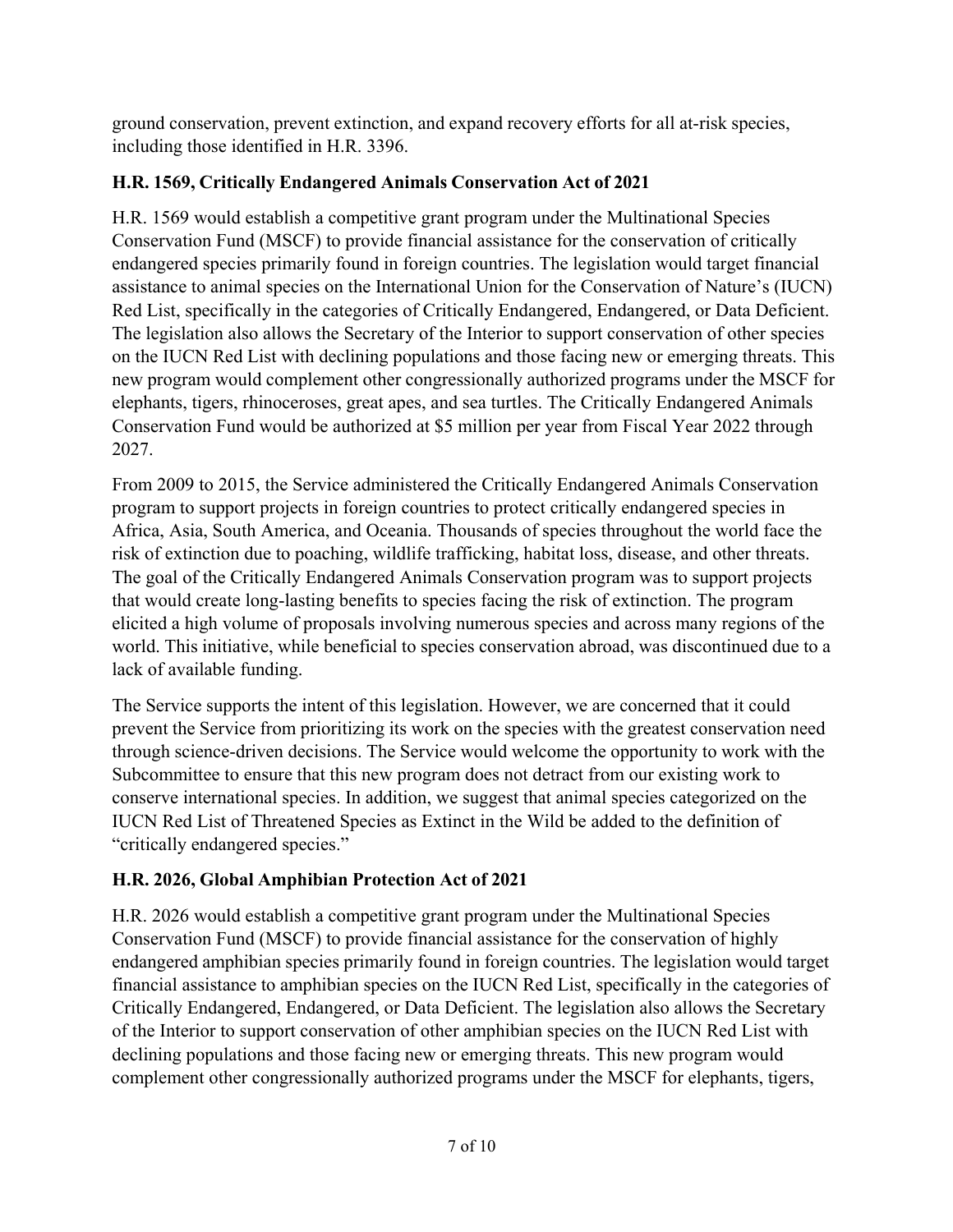ground conservation, prevent extinction, and expand recovery efforts for all at-risk species, including those identified in H.R. 3396.

### H.R. 1569, Critically Endangered Animals Conservation Act of 2021

H.R. 1569 would establish a competitive grant program under the Multinational Species Conservation Fund (MSCF) to provide financial assistance for the conservation of critically endangered species primarily found in foreign countries. The legislation would target financial assistance to animal species on the International Union for the Conservation of Nature's (IUCN) Red List, specifically in the categories of Critically Endangered, Endangered, or Data Deficient. The legislation also allows the Secretary of the Interior to support conservation of other species on the IUCN Red List with declining populations and those facing new or emerging threats. This new program would complement other congressionally authorized programs under the MSCF for elephants, tigers, rhinoceroses, great apes, and sea turtles. The Critically Endangered Animals Conservation Fund would be authorized at $5 million per year from Fiscal Year 2022 through 2027.

From 2009 to 2015, the Service administered the Critically Endangered Animals Conservation program to support projects in foreign countries to protect critically endangered species in Africa, Asia, South America, and Oceania. Thousands of species throughout the world face the risk of extinction due to poaching, wildlife trafficking, habitat loss, disease, and other threats. The goal of the Critically Endangered Animals Conservation program was to support projects that would create long-lasting benefits to species facing the risk of extinction. The program elicited a high volume of proposals involving numerous species and across many regions of the world. This initiative, while beneficial to species conservation abroad, was discontinued due to a lack of available funding.

The Service supports the intent of this legislation. However, we are concerned that it could prevent the Service from prioritizing its work on the species with the greatest conservation need through science-driven decisions. The Service would welcome the opportunity to work with the Subcommittee to ensure that this new program does not detract from our existing work to conserve international species. In addition, we suggest that animal species categorized on the IUCN Red List of Threatened Species as Extinct in the Wild be added to the definition of "critically endangered species."

### H.R. 2026, Global Amphibian Protection Act of 2021

H.R. 2026 would establish a competitive grant program under the Multinational Species Conservation Fund (MSCF) to provide financial assistance for the conservation of highly endangered amphibian species primarily found in foreign countries. The legislation would target financial assistance to amphibian species on the IUCN Red List, specifically in the categories of Critically Endangered, Endangered, or Data Deficient. The legislation also allows the Secretary of the Interior to support conservation of other amphibian species on the IUCN Red List with declining populations and those facing new or emerging threats. This new program would complement other congressionally authorized programs under the MSCF for elephants, tigers,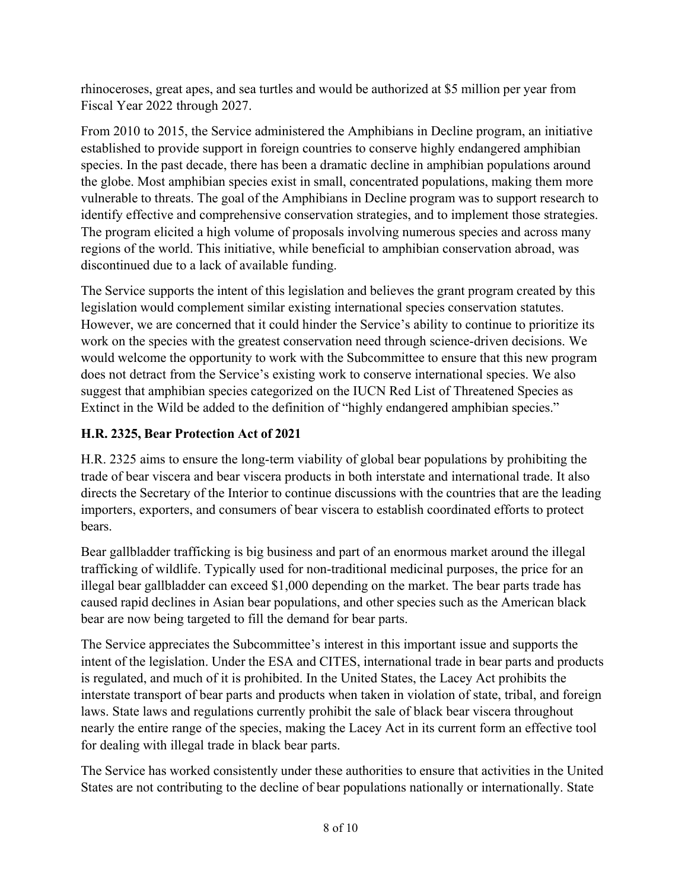rhinoceroses, great apes, and sea turtles and would be authorized at $5 million per year from Fiscal Year 2022 through 2027.

From 2010 to 2015, the Service administered the Amphibians in Decline program, an initiative established to provide support in foreign countries to conserve highly endangered amphibian species. In the past decade, there has been a dramatic decline in amphibian populations around the globe. Most amphibian species exist in small, concentrated populations, making them more vulnerable to threats. The goal of the Amphibians in Decline program was to support research to identify effective and comprehensive conservation strategies, and to implement those strategies. The program elicited a high volume of proposals involving numerous species and across many regions of the world. This initiative, while beneficial to amphibian conservation abroad, was discontinued due to a lack of available funding.

The Service supports the intent of this legislation and believes the grant program created by this legislation would complement similar existing international species conservation statutes. However, we are concerned that it could hinder the Service's ability to continue to prioritize its work on the species with the greatest conservation need through science-driven decisions. We would welcome the opportunity to work with the Subcommittee to ensure that this new program does not detract from the Service's existing work to conserve international species. We also suggest that amphibian species categorized on the IUCN Red List of Threatened Species as Extinct in the Wild be added to the definition of "highly endangered amphibian species."

**H.R. 2325, Bear Protection Act of 2021**

H.R. 2325 aims to ensure the long-term viability of global bear populations by prohibiting the trade of bear viscera and bear viscera products in both interstate and international trade. It also directs the Secretary of the Interior to continue discussions with the countries that are the leading importers, exporters, and consumers of bear viscera to establish coordinated efforts to protect bears.

Bear gallbladder trafficking is big business and part of an enormous market around the illegal trafficking of wildlife. Typically used for non-traditional medicinal purposes, the price for an illegal bear gallbladder can exceed $1,000 depending on the market. The bear parts trade has caused rapid declines in Asian bear populations, and other species such as the American black bear are now being targeted to fill the demand for bear parts.

The Service appreciates the Subcommittee's interest in this important issue and supports the intent of the legislation. Under the ESA and CITES, international trade in bear parts and products is regulated, and much of it is prohibited. In the United States, the Lacey Act prohibits the interstate transport of bear parts and products when taken in violation of state, tribal, and foreign laws. State laws and regulations currently prohibit the sale of black bear viscera throughout nearly the entire range of the species, making the Lacey Act in its current form an effective tool for dealing with illegal trade in black bear parts.

The Service has worked consistently under these authorities to ensure that activities in the United States are not contributing to the decline of bear populations nationally or internationally. State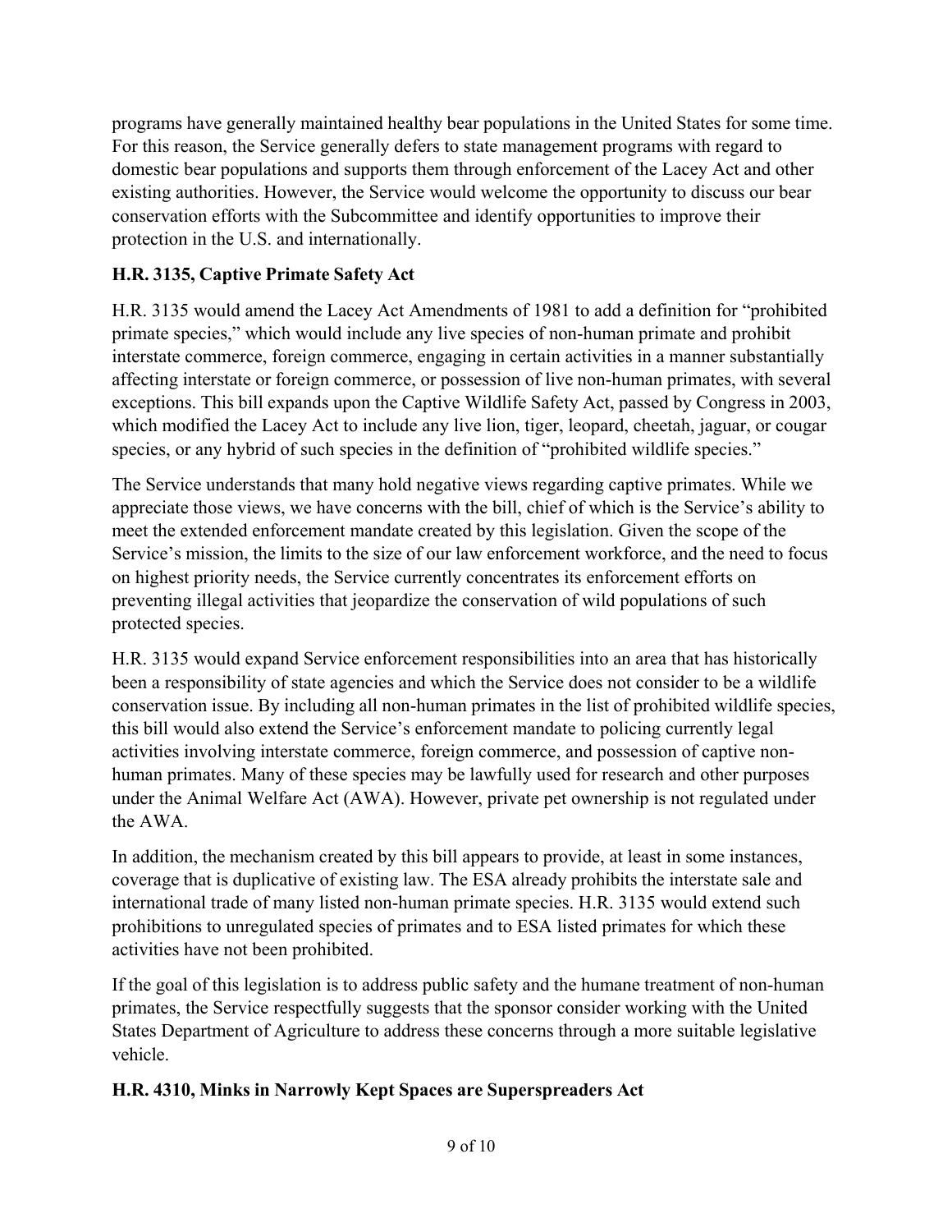programs have generally maintained healthy bear populations in the United States for some time. For this reason, the Service generally defers to state management programs with regard to domestic bear populations and supports them through enforcement of the Lacey Act and other existing authorities. However, the Service would welcome the opportunity to discuss our bear conservation efforts with the Subcommittee and identify opportunities to improve their protection in the U.S. and internationally.

**H.R. 3135, Captive Primate Safety Act**

H.R. 3135 would amend the Lacey Act Amendments of 1981 to add a definition for "prohibited primate species," which would include any live species of non-human primate and prohibit interstate commerce, foreign commerce, engaging in certain activities in a manner substantially affecting interstate or foreign commerce, or possession of live non-human primates, with several exceptions. This bill expands upon the Captive Wildlife Safety Act, passed by Congress in 2003, which modified the Lacey Act to include any live lion, tiger, leopard, cheetah, jaguar, or cougar species, or any hybrid of such species in the definition of "prohibited wildlife species."

The Service understands that many hold negative views regarding captive primates. While we appreciate those views, we have concerns with the bill, chief of which is the Service's ability to meet the extended enforcement mandate created by this legislation. Given the scope of the Service's mission, the limits to the size of our law enforcement workforce, and the need to focus on highest priority needs, the Service currently concentrates its enforcement efforts on preventing illegal activities that jeopardize the conservation of wild populations of such protected species.

H.R. 3135 would expand Service enforcement responsibilities into an area that has historically been a responsibility of state agencies and which the Service does not consider to be a wildlife conservation issue. By including all non-human primates in the list of prohibited wildlife species, this bill would also extend the Service's enforcement mandate to policing currently legal activities involving interstate commerce, foreign commerce, and possession of captive non-human primates. Many of these species may be lawfully used for research and other purposes under the Animal Welfare Act (AWA). However, private pet ownership is not regulated under the AWA.

In addition, the mechanism created by this bill appears to provide, at least in some instances, coverage that is duplicative of existing law. The ESA already prohibits the interstate sale and international trade of many listed non-human primate species. H.R. 3135 would extend such prohibitions to unregulated species of primates and to ESA listed primates for which these activities have not been prohibited.

If the goal of this legislation is to address public safety and the humane treatment of non-human primates, the Service respectfully suggests that the sponsor consider working with the United States Department of Agriculture to address these concerns through a more suitable legislative vehicle.

**H.R. 4310, Minks in Narrowly Kept Spaces are Superspreaders Act**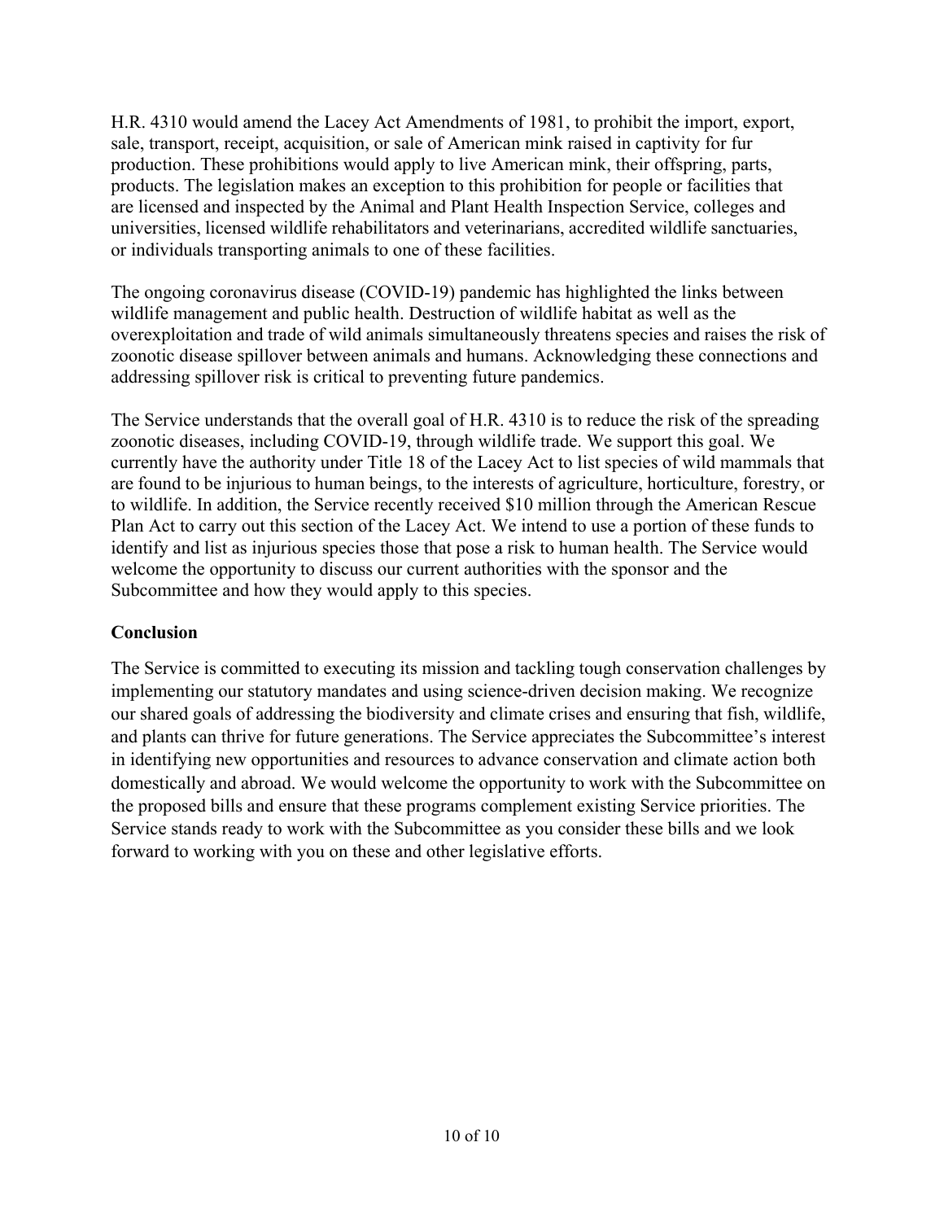H.R. 4310 would amend the Lacey Act Amendments of 1981, to prohibit the import, export, sale, transport, receipt, acquisition, or sale of American mink raised in captivity for fur production. These prohibitions would apply to live American mink, their offspring, parts, products. The legislation makes an exception to this prohibition for people or facilities that are licensed and inspected by the Animal and Plant Health Inspection Service, colleges and universities, licensed wildlife rehabilitators and veterinarians, accredited wildlife sanctuaries, or individuals transporting animals to one of these facilities.

The ongoing coronavirus disease (COVID-19) pandemic has highlighted the links between wildlife management and public health. Destruction of wildlife habitat as well as the overexploitation and trade of wild animals simultaneously threatens species and raises the risk of zoonotic disease spillover between animals and humans. Acknowledging these connections and addressing spillover risk is critical to preventing future pandemics.

The Service understands that the overall goal of H.R. 4310 is to reduce the risk of the spreading zoonotic diseases, including COVID-19, through wildlife trade. We support this goal. We currently have the authority under Title 18 of the Lacey Act to list species of wild mammals that are found to be injurious to human beings, to the interests of agriculture, horticulture, forestry, or to wildlife. In addition, the Service recently received $10 million through the American Rescue Plan Act to carry out this section of the Lacey Act. We intend to use a portion of these funds to identify and list as injurious species those that pose a risk to human health. The Service would welcome the opportunity to discuss our current authorities with the sponsor and the Subcommittee and how they would apply to this species.

**Conclusion**

The Service is committed to executing its mission and tackling tough conservation challenges by implementing our statutory mandates and using science-driven decision making. We recognize our shared goals of addressing the biodiversity and climate crises and ensuring that fish, wildlife, and plants can thrive for future generations. The Service appreciates the Subcommittee's interest in identifying new opportunities and resources to advance conservation and climate action both domestically and abroad. We would welcome the opportunity to work with the Subcommittee on the proposed bills and ensure that these programs complement existing Service priorities. The Service stands ready to work with the Subcommittee as you consider these bills and we look forward to working with you on these and other legislative efforts.